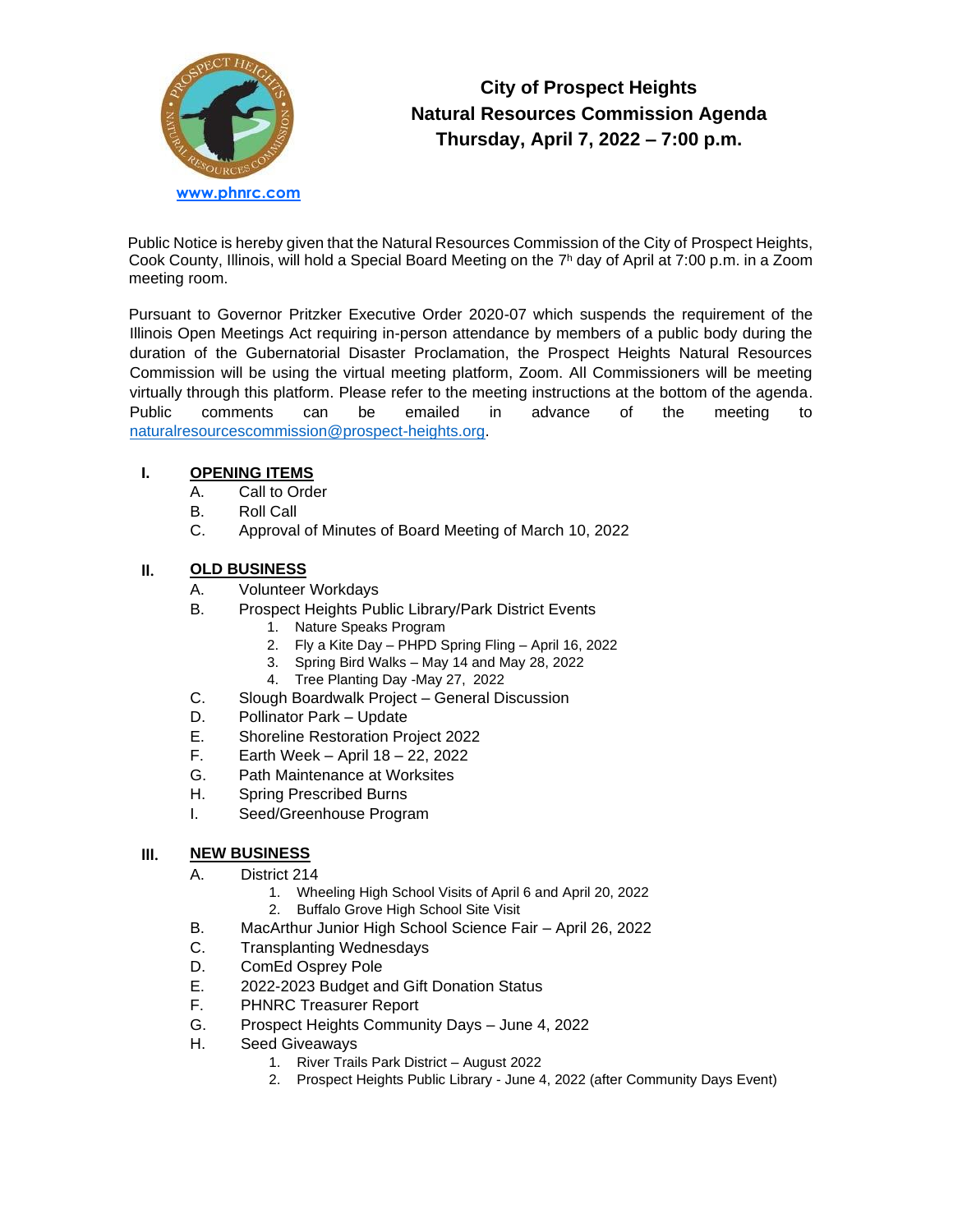www.phnrc.com

# City of Prospect Heights
# Natural Resources Commission Agenda
# Thursday, April 7, 2022 – 7:00 p.m.

Public Notice is hereby given that the Natural Resources Commission of the City of Prospect Heights, Cook County, Illinois, will hold a Special Board Meeting on the 7h day of April at 7:00 p.m. in a Zoom meeting room.

Pursuant to Governor Pritzker Executive Order 2020-07 which suspends the requirement of the Illinois Open Meetings Act requiring in-person attendance by members of a public body during the duration of the Gubernatorial Disaster Proclamation, the Prospect Heights Natural Resources Commission will be using the virtual meeting platform, Zoom. All Commissioners will be meeting virtually through this platform. Please refer to the meeting instructions at the bottom of the agenda. Public comments can be emailed in advance of the meeting to naturalresourcescommission@prospect-heights.org.

## I. OPENING ITEMS

- A. Call to Order
- B. Roll Call
- C. Approval of Minutes of Board Meeting of March 10, 2022

## II. OLD BUSINESS

- A. Volunteer Workdays
- B. Prospect Heights Public Library/Park District Events
  1. Nature Speaks Program
  2. Fly a Kite Day – PHPD Spring Fling – April 16, 2022
  3. Spring Bird Walks – May 14 and May 28, 2022
  4. Tree Planting Day -May 27, 2022
- C. Slough Boardwalk Project – General Discussion
- D. Pollinator Park – Update
- E. Shoreline Restoration Project 2022
- F. Earth Week – April 18 – 22, 2022
- G. Path Maintenance at Worksites
- H. Spring Prescribed Burns
- I. Seed/Greenhouse Program

## III. NEW BUSINESS

- A. District 214
  1. Wheeling High School Visits of April 6 and April 20, 2022
  2. Buffalo Grove High School Site Visit
- B. MacArthur Junior High School Science Fair – April 26, 2022
- C. Transplanting Wednesdays
- D. ComEd Osprey Pole
- E. 2022-2023 Budget and Gift Donation Status
- F. PHNRC Treasurer Report
- G. Prospect Heights Community Days – June 4, 2022
- H. Seed Giveaways
  1. River Trails Park District – August 2022
  2. Prospect Heights Public Library - June 4, 2022 (after Community Days Event)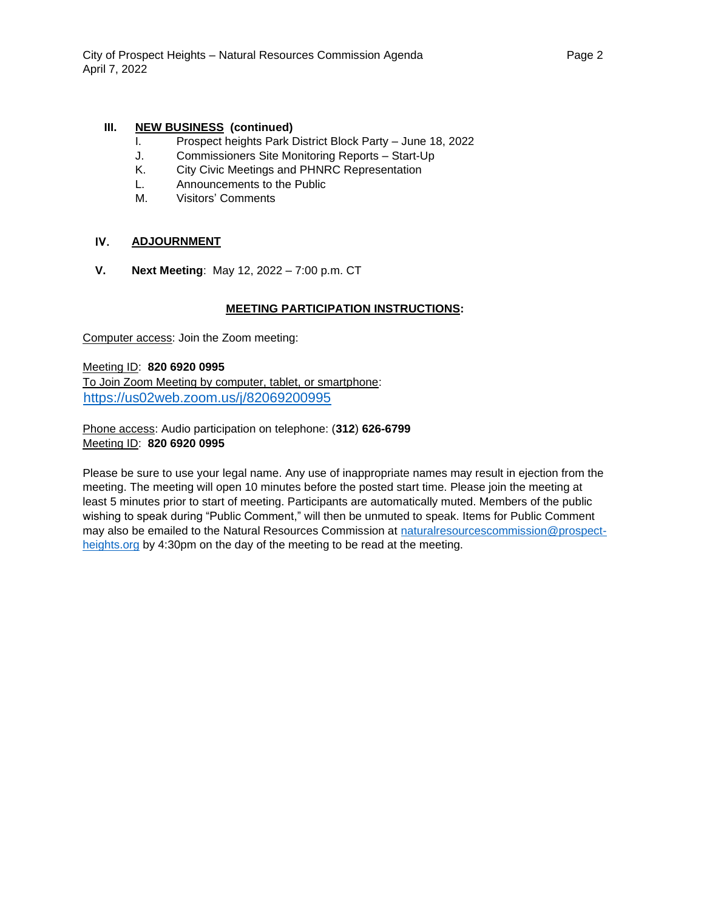## III. NEW BUSINESS (continued)

I. Prospect heights Park District Block Party – June 18, 2022
J. Commissioners Site Monitoring Reports – Start-Up
K. City Civic Meetings and PHNRC Representation
L. Announcements to the Public
M. Visitors' Comments

## IV. ADJOURNMENT

**V. Next Meeting**: May 12, 2022 – 7:00 p.m. CT

### MEETING PARTICIPATION INSTRUCTIONS:

Computer access: Join the Zoom meeting:

Meeting ID: **820 6920 0995**
To Join Zoom Meeting by computer, tablet, or smartphone:
https://us02web.zoom.us/j/82069200995

Phone access: Audio participation on telephone: (**312**) **626-6799**
Meeting ID: **820 6920 0995**

Please be sure to use your legal name. Any use of inappropriate names may result in ejection from the meeting. The meeting will open 10 minutes before the posted start time. Please join the meeting at least 5 minutes prior to start of meeting. Participants are automatically muted. Members of the public wishing to speak during "Public Comment," will then be unmuted to speak. Items for Public Comment may also be emailed to the Natural Resources Commission at naturalresourcescommission@prospect-heights.org by 4:30pm on the day of the meeting to be read at the meeting.